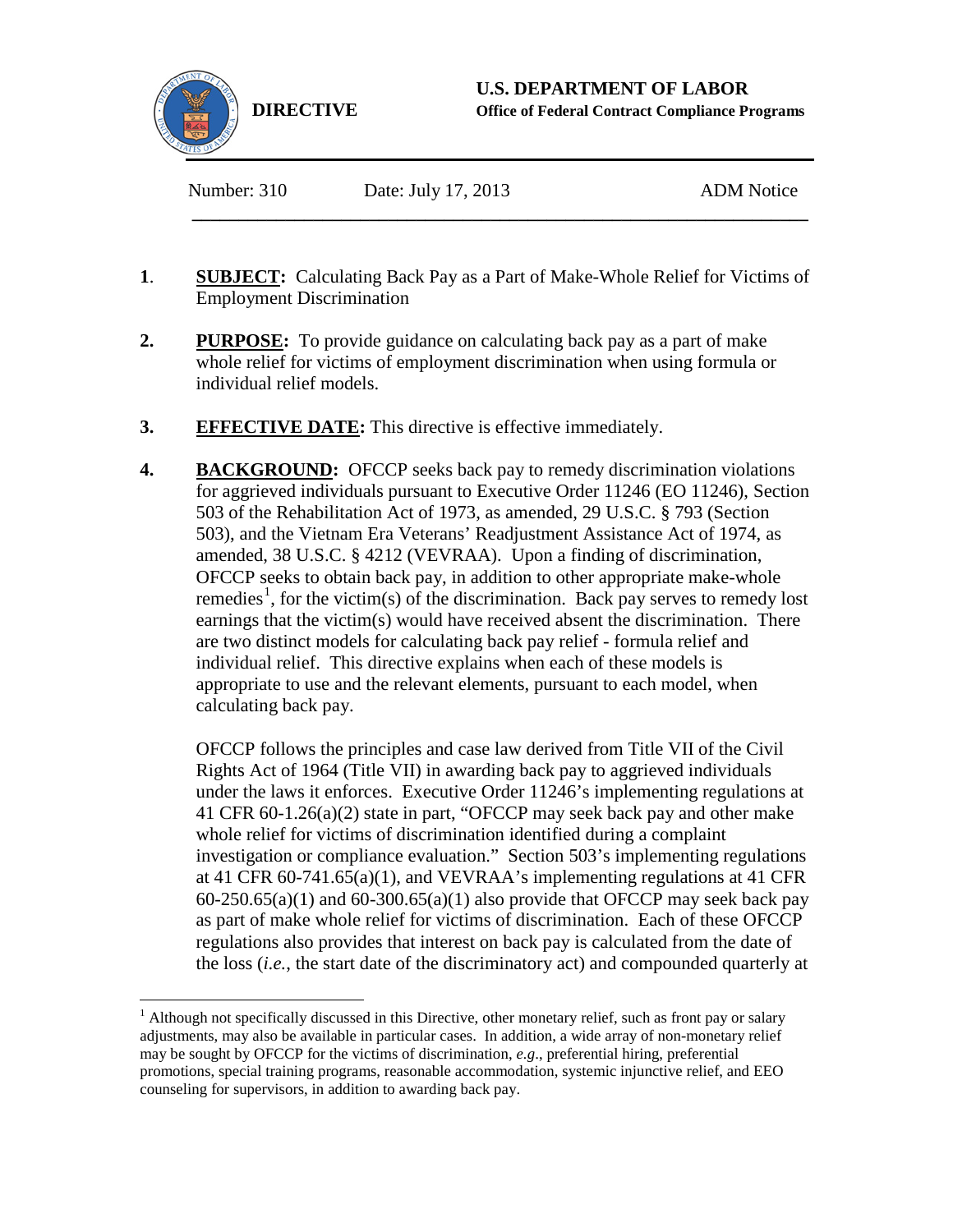**DIRECTIVE**

**U.S. DEPARTMENT OF LABOR**
**Office of Federal Contract Compliance Programs**

Number: 310 Date: July 17, 2013 ADM Notice

---

**1.** **SUBJECT:** Calculating Back Pay as a Part of Make-Whole Relief for Victims of Employment Discrimination

**2.** **PURPOSE:** To provide guidance on calculating back pay as a part of make whole relief for victims of employment discrimination when using formula or individual relief models.

**3.** **EFFECTIVE DATE:** This directive is effective immediately.

**4.** **BACKGROUND:** OFCCP seeks back pay to remedy discrimination violations for aggrieved individuals pursuant to Executive Order 11246 (EO 11246), Section 503 of the Rehabilitation Act of 1973, as amended, 29 U.S.C. § 793 (Section 503), and the Vietnam Era Veterans' Readjustment Assistance Act of 1974, as amended, 38 U.S.C. § 4212 (VEVRAA). Upon a finding of discrimination, OFCCP seeks to obtain back pay, in addition to other appropriate make-whole remedies[1], for the victim(s) of the discrimination. Back pay serves to remedy lost earnings that the victim(s) would have received absent the discrimination. There are two distinct models for calculating back pay relief - formula relief and individual relief. This directive explains when each of these models is appropriate to use and the relevant elements, pursuant to each model, when calculating back pay.

OFCCP follows the principles and case law derived from Title VII of the Civil Rights Act of 1964 (Title VII) in awarding back pay to aggrieved individuals under the laws it enforces. Executive Order 11246's implementing regulations at 41 CFR 60-1.26(a)(2) state in part, "OFCCP may seek back pay and other make whole relief for victims of discrimination identified during a complaint investigation or compliance evaluation." Section 503's implementing regulations at 41 CFR 60-741.65(a)(1), and VEVRAA's implementing regulations at 41 CFR 60-250.65(a)(1) and 60-300.65(a)(1) also provide that OFCCP may seek back pay as part of make whole relief for victims of discrimination. Each of these OFCCP regulations also provides that interest on back pay is calculated from the date of the loss (*i.e.*, the start date of the discriminatory act) and compounded quarterly at

---

[1] Although not specifically discussed in this Directive, other monetary relief, such as front pay or salary adjustments, may also be available in particular cases. In addition, a wide array of non-monetary relief may be sought by OFCCP for the victims of discrimination, *e.g*., preferential hiring, preferential promotions, special training programs, reasonable accommodation, systemic injunctive relief, and EEO counseling for supervisors, in addition to awarding back pay.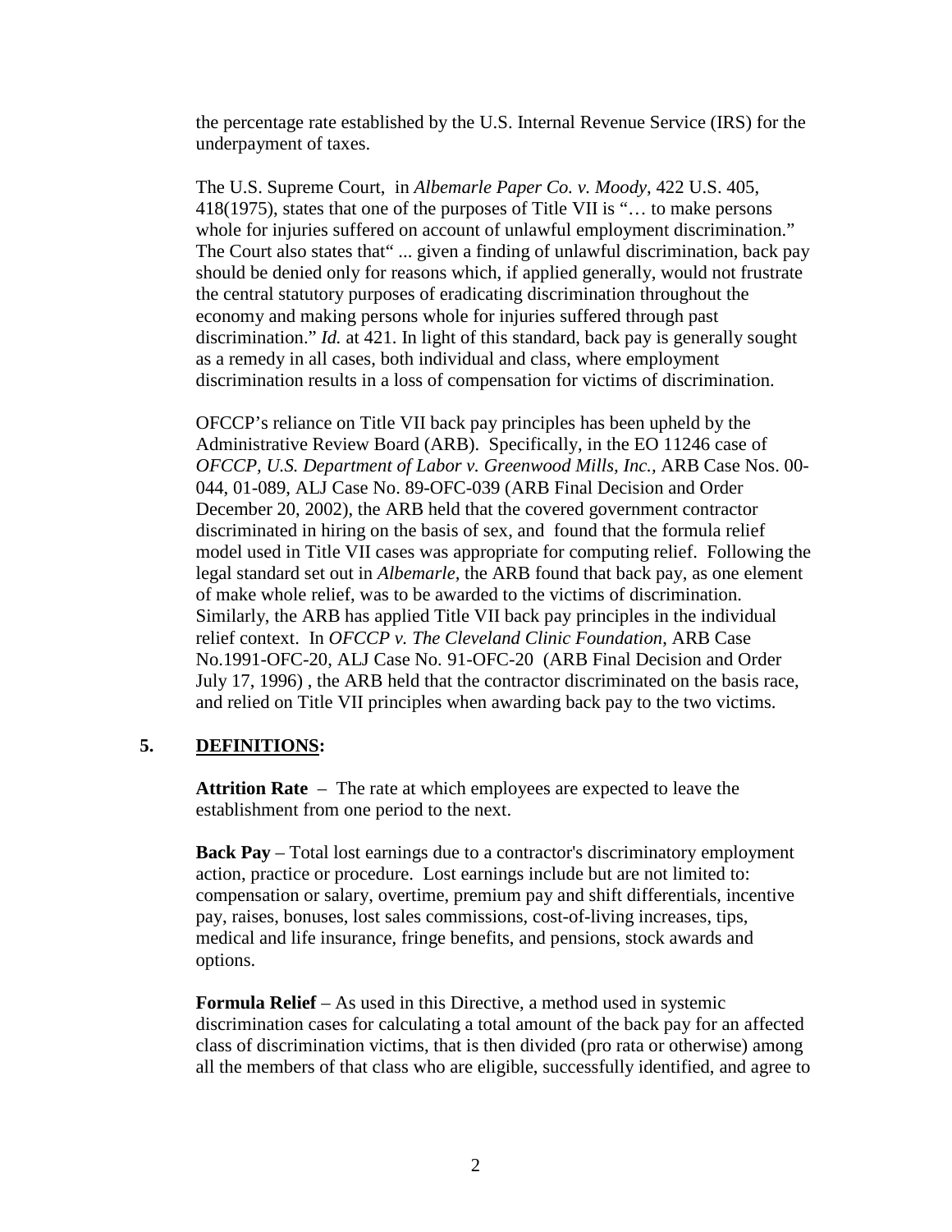the percentage rate established by the U.S. Internal Revenue Service (IRS) for the underpayment of taxes.

The U.S. Supreme Court, in *Albemarle Paper Co. v. Moody*, 422 U.S. 405, 418(1975), states that one of the purposes of Title VII is "… to make persons whole for injuries suffered on account of unlawful employment discrimination." The Court also states that" ... given a finding of unlawful discrimination, back pay should be denied only for reasons which, if applied generally, would not frustrate the central statutory purposes of eradicating discrimination throughout the economy and making persons whole for injuries suffered through past discrimination." *Id.* at 421. In light of this standard, back pay is generally sought as a remedy in all cases, both individual and class, where employment discrimination results in a loss of compensation for victims of discrimination.

OFCCP's reliance on Title VII back pay principles has been upheld by the Administrative Review Board (ARB). Specifically, in the EO 11246 case of *OFCCP, U.S. Department of Labor v. Greenwood Mills, Inc.*, ARB Case Nos. 00-044, 01-089, ALJ Case No. 89-OFC-039 (ARB Final Decision and Order December 20, 2002), the ARB held that the covered government contractor discriminated in hiring on the basis of sex, and found that the formula relief model used in Title VII cases was appropriate for computing relief. Following the legal standard set out in *Albemarle,* the ARB found that back pay, as one element of make whole relief, was to be awarded to the victims of discrimination. Similarly, the ARB has applied Title VII back pay principles in the individual relief context. In *OFCCP v. The Cleveland Clinic Foundation*, ARB Case No.1991-OFC-20, ALJ Case No. 91-OFC-20 (ARB Final Decision and Order July 17, 1996) , the ARB held that the contractor discriminated on the basis race, and relied on Title VII principles when awarding back pay to the two victims.

## 5. DEFINITIONS:

**Attrition Rate** – The rate at which employees are expected to leave the establishment from one period to the next.

**Back Pay** – Total lost earnings due to a contractor's discriminatory employment action, practice or procedure. Lost earnings include but are not limited to: compensation or salary, overtime, premium pay and shift differentials, incentive pay, raises, bonuses, lost sales commissions, cost-of-living increases, tips, medical and life insurance, fringe benefits, and pensions, stock awards and options.

**Formula Relief** – As used in this Directive, a method used in systemic discrimination cases for calculating a total amount of the back pay for an affected class of discrimination victims, that is then divided (pro rata or otherwise) among all the members of that class who are eligible, successfully identified, and agree to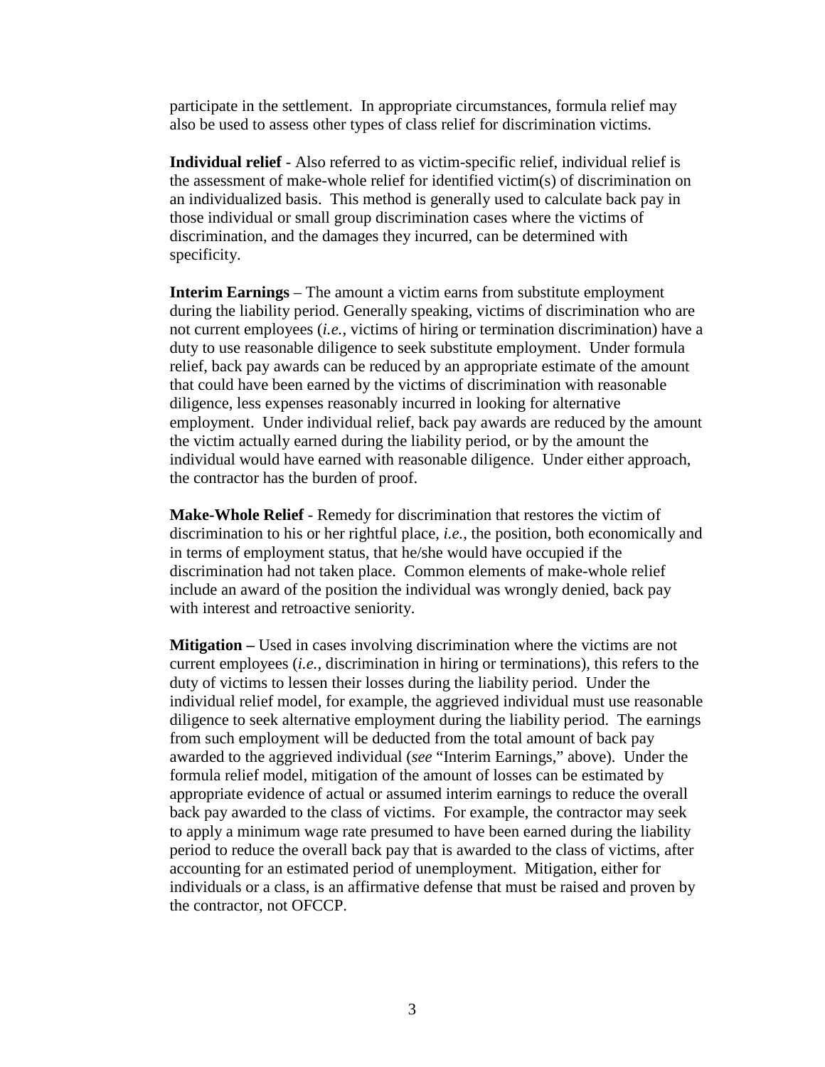participate in the settlement. In appropriate circumstances, formula relief may also be used to assess other types of class relief for discrimination victims.

**Individual relief** - Also referred to as victim-specific relief, individual relief is the assessment of make-whole relief for identified victim(s) of discrimination on an individualized basis. This method is generally used to calculate back pay in those individual or small group discrimination cases where the victims of discrimination, and the damages they incurred, can be determined with specificity.

**Interim Earnings** – The amount a victim earns from substitute employment during the liability period. Generally speaking, victims of discrimination who are not current employees (*i.e.*, victims of hiring or termination discrimination) have a duty to use reasonable diligence to seek substitute employment. Under formula relief, back pay awards can be reduced by an appropriate estimate of the amount that could have been earned by the victims of discrimination with reasonable diligence, less expenses reasonably incurred in looking for alternative employment. Under individual relief, back pay awards are reduced by the amount the victim actually earned during the liability period, or by the amount the individual would have earned with reasonable diligence. Under either approach, the contractor has the burden of proof.

**Make-Whole Relief** - Remedy for discrimination that restores the victim of discrimination to his or her rightful place, *i.e.*, the position, both economically and in terms of employment status, that he/she would have occupied if the discrimination had not taken place. Common elements of make-whole relief include an award of the position the individual was wrongly denied, back pay with interest and retroactive seniority.

**Mitigation –** Used in cases involving discrimination where the victims are not current employees (*i.e.*, discrimination in hiring or terminations), this refers to the duty of victims to lessen their losses during the liability period. Under the individual relief model, for example, the aggrieved individual must use reasonable diligence to seek alternative employment during the liability period. The earnings from such employment will be deducted from the total amount of back pay awarded to the aggrieved individual (*see* "Interim Earnings," above). Under the formula relief model, mitigation of the amount of losses can be estimated by appropriate evidence of actual or assumed interim earnings to reduce the overall back pay awarded to the class of victims. For example, the contractor may seek to apply a minimum wage rate presumed to have been earned during the liability period to reduce the overall back pay that is awarded to the class of victims, after accounting for an estimated period of unemployment. Mitigation, either for individuals or a class, is an affirmative defense that must be raised and proven by the contractor, not OFCCP.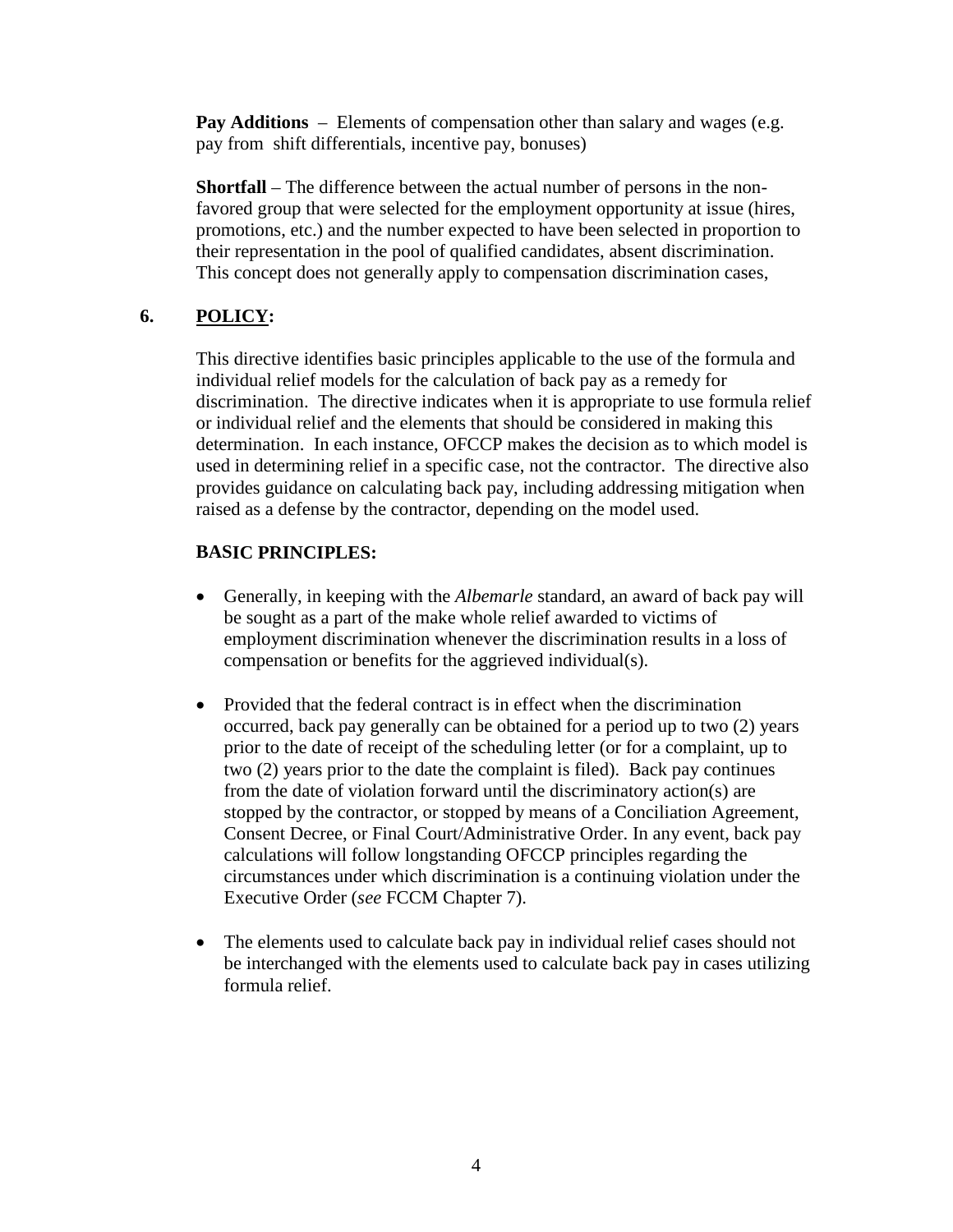**Pay Additions** – Elements of compensation other than salary and wages (e.g. pay from shift differentials, incentive pay, bonuses)

**Shortfall** – The difference between the actual number of persons in the non-favored group that were selected for the employment opportunity at issue (hires, promotions, etc.) and the number expected to have been selected in proportion to their representation in the pool of qualified candidates, absent discrimination. This concept does not generally apply to compensation discrimination cases,

## 6. POLICY:

This directive identifies basic principles applicable to the use of the formula and individual relief models for the calculation of back pay as a remedy for discrimination. The directive indicates when it is appropriate to use formula relief or individual relief and the elements that should be considered in making this determination. In each instance, OFCCP makes the decision as to which model is used in determining relief in a specific case, not the contractor. The directive also provides guidance on calculating back pay, including addressing mitigation when raised as a defense by the contractor, depending on the model used.

### BASIC PRINCIPLES:

- Generally, in keeping with the *Albemarle* standard, an award of back pay will be sought as a part of the make whole relief awarded to victims of employment discrimination whenever the discrimination results in a loss of compensation or benefits for the aggrieved individual(s).
- Provided that the federal contract is in effect when the discrimination occurred, back pay generally can be obtained for a period up to two (2) years prior to the date of receipt of the scheduling letter (or for a complaint, up to two (2) years prior to the date the complaint is filed). Back pay continues from the date of violation forward until the discriminatory action(s) are stopped by the contractor, or stopped by means of a Conciliation Agreement, Consent Decree, or Final Court/Administrative Order. In any event, back pay calculations will follow longstanding OFCCP principles regarding the circumstances under which discrimination is a continuing violation under the Executive Order (*see* FCCM Chapter 7).
- The elements used to calculate back pay in individual relief cases should not be interchanged with the elements used to calculate back pay in cases utilizing formula relief.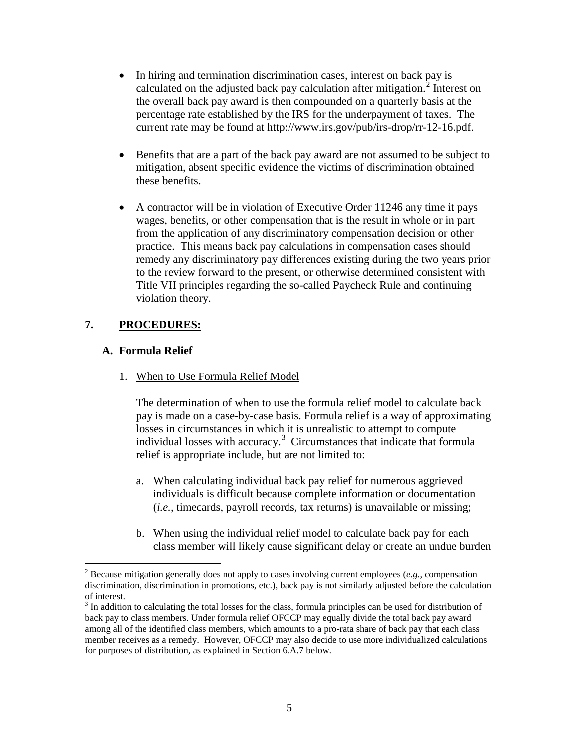- In hiring and termination discrimination cases, interest on back pay is calculated on the adjusted back pay calculation after mitigation.[2] Interest on the overall back pay award is then compounded on a quarterly basis at the percentage rate established by the IRS for the underpayment of taxes. The current rate may be found at http://www.irs.gov/pub/irs-drop/rr-12-16.pdf.

- Benefits that are a part of the back pay award are not assumed to be subject to mitigation, absent specific evidence the victims of discrimination obtained these benefits.

- A contractor will be in violation of Executive Order 11246 any time it pays wages, benefits, or other compensation that is the result in whole or in part from the application of any discriminatory compensation decision or other practice. This means back pay calculations in compensation cases should remedy any discriminatory pay differences existing during the two years prior to the review forward to the present, or otherwise determined consistent with Title VII principles regarding the so-called Paycheck Rule and continuing violation theory.

## 7. PROCEDURES:

### A. Formula Relief

1. When to Use Formula Relief Model

   The determination of when to use the formula relief model to calculate back pay is made on a case-by-case basis. Formula relief is a way of approximating losses in circumstances in which it is unrealistic to attempt to compute individual losses with accuracy.[3] Circumstances that indicate that formula relief is appropriate include, but are not limited to:

   a. When calculating individual back pay relief for numerous aggrieved individuals is difficult because complete information or documentation (*i.e.*, timecards, payroll records, tax returns) is unavailable or missing;

   b. When using the individual relief model to calculate back pay for each class member will likely cause significant delay or create an undue burden

---

[2] Because mitigation generally does not apply to cases involving current employees (*e.g.*, compensation discrimination, discrimination in promotions, etc.), back pay is not similarly adjusted before the calculation of interest.

[3] In addition to calculating the total losses for the class, formula principles can be used for distribution of back pay to class members. Under formula relief OFCCP may equally divide the total back pay award among all of the identified class members, which amounts to a pro-rata share of back pay that each class member receives as a remedy. However, OFCCP may also decide to use more individualized calculations for purposes of distribution, as explained in Section 6.A.7 below.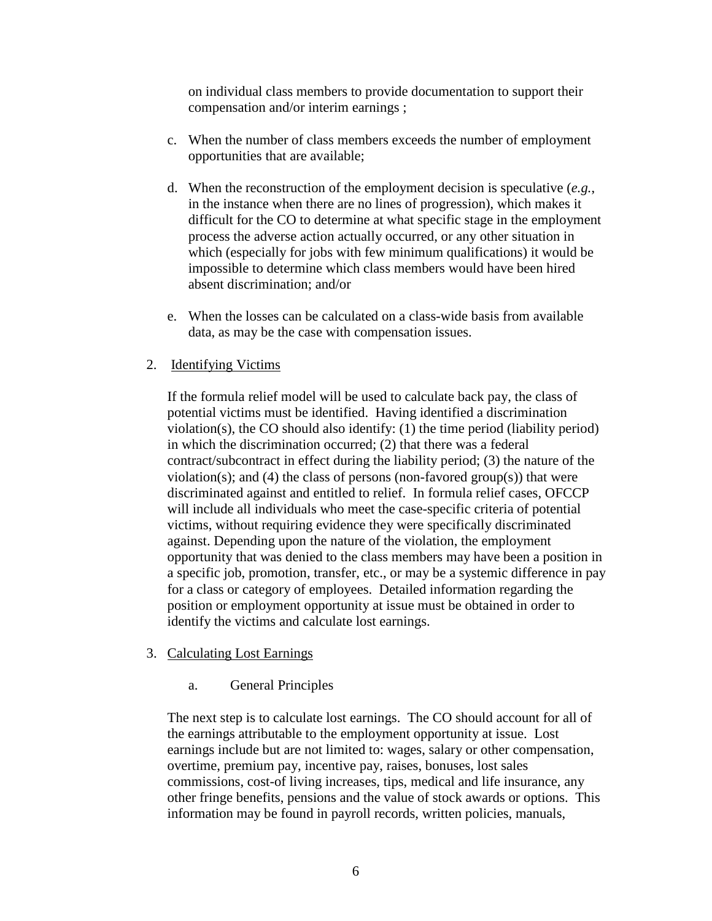on individual class members to provide documentation to support their compensation and/or interim earnings ;

c. When the number of class members exceeds the number of employment opportunities that are available;

d. When the reconstruction of the employment decision is speculative (*e.g.*, in the instance when there are no lines of progression), which makes it difficult for the CO to determine at what specific stage in the employment process the adverse action actually occurred, or any other situation in which (especially for jobs with few minimum qualifications) it would be impossible to determine which class members would have been hired absent discrimination; and/or

e. When the losses can be calculated on a class-wide basis from available data, as may be the case with compensation issues.

2. Identifying Victims

If the formula relief model will be used to calculate back pay, the class of potential victims must be identified. Having identified a discrimination violation(s), the CO should also identify: (1) the time period (liability period) in which the discrimination occurred; (2) that there was a federal contract/subcontract in effect during the liability period; (3) the nature of the violation(s); and (4) the class of persons (non-favored group(s)) that were discriminated against and entitled to relief. In formula relief cases, OFCCP will include all individuals who meet the case-specific criteria of potential victims, without requiring evidence they were specifically discriminated against. Depending upon the nature of the violation, the employment opportunity that was denied to the class members may have been a position in a specific job, promotion, transfer, etc., or may be a systemic difference in pay for a class or category of employees. Detailed information regarding the position or employment opportunity at issue must be obtained in order to identify the victims and calculate lost earnings.

3. Calculating Lost Earnings

a. General Principles

The next step is to calculate lost earnings. The CO should account for all of the earnings attributable to the employment opportunity at issue. Lost earnings include but are not limited to: wages, salary or other compensation, overtime, premium pay, incentive pay, raises, bonuses, lost sales commissions, cost-of living increases, tips, medical and life insurance, any other fringe benefits, pensions and the value of stock awards or options. This information may be found in payroll records, written policies, manuals,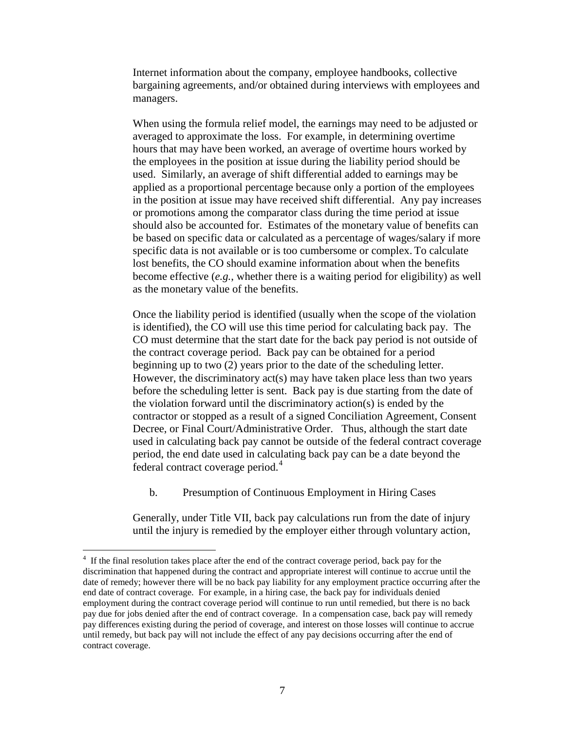Internet information about the company, employee handbooks, collective bargaining agreements, and/or obtained during interviews with employees and managers.

When using the formula relief model, the earnings may need to be adjusted or averaged to approximate the loss. For example, in determining overtime hours that may have been worked, an average of overtime hours worked by the employees in the position at issue during the liability period should be used. Similarly, an average of shift differential added to earnings may be applied as a proportional percentage because only a portion of the employees in the position at issue may have received shift differential. Any pay increases or promotions among the comparator class during the time period at issue should also be accounted for. Estimates of the monetary value of benefits can be based on specific data or calculated as a percentage of wages/salary if more specific data is not available or is too cumbersome or complex. To calculate lost benefits, the CO should examine information about when the benefits become effective (*e.g.*, whether there is a waiting period for eligibility) as well as the monetary value of the benefits.

Once the liability period is identified (usually when the scope of the violation is identified), the CO will use this time period for calculating back pay. The CO must determine that the start date for the back pay period is not outside of the contract coverage period. Back pay can be obtained for a period beginning up to two (2) years prior to the date of the scheduling letter. However, the discriminatory act(s) may have taken place less than two years before the scheduling letter is sent. Back pay is due starting from the date of the violation forward until the discriminatory action(s) is ended by the contractor or stopped as a result of a signed Conciliation Agreement, Consent Decree, or Final Court/Administrative Order. Thus, although the start date used in calculating back pay cannot be outside of the federal contract coverage period, the end date used in calculating back pay can be a date beyond the federal contract coverage period.[4]

b. Presumption of Continuous Employment in Hiring Cases

Generally, under Title VII, back pay calculations run from the date of injury until the injury is remedied by the employer either through voluntary action,

[4] If the final resolution takes place after the end of the contract coverage period, back pay for the discrimination that happened during the contract and appropriate interest will continue to accrue until the date of remedy; however there will be no back pay liability for any employment practice occurring after the end date of contract coverage. For example, in a hiring case, the back pay for individuals denied employment during the contract coverage period will continue to run until remedied, but there is no back pay due for jobs denied after the end of contract coverage. In a compensation case, back pay will remedy pay differences existing during the period of coverage, and interest on those losses will continue to accrue until remedy, but back pay will not include the effect of any pay decisions occurring after the end of contract coverage.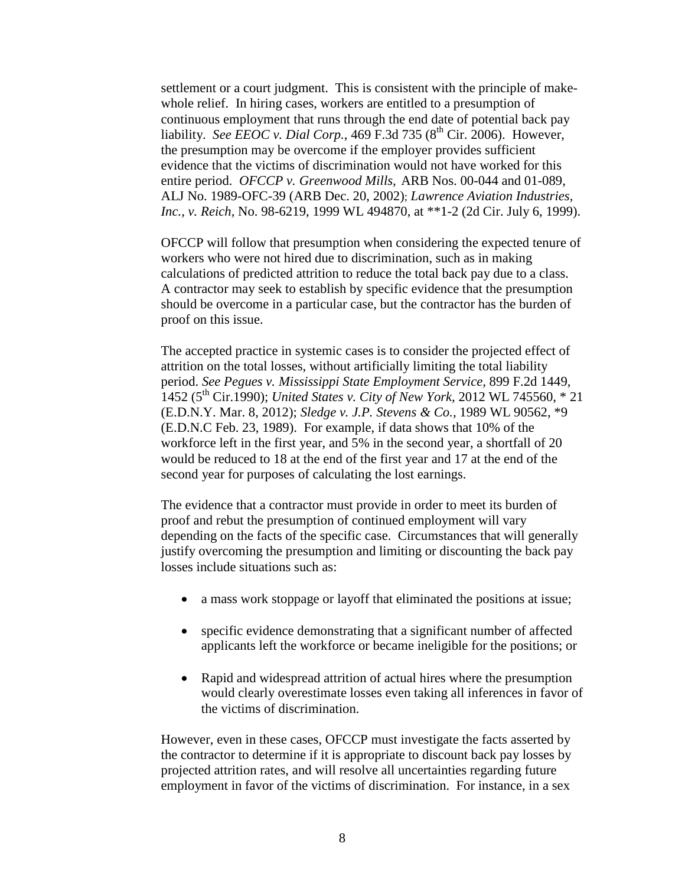settlement or a court judgment. This is consistent with the principle of make-whole relief. In hiring cases, workers are entitled to a presumption of continuous employment that runs through the end date of potential back pay liability. *See EEOC v. Dial Corp.*, 469 F.3d 735 (8th Cir. 2006). However, the presumption may be overcome if the employer provides sufficient evidence that the victims of discrimination would not have worked for this entire period. *OFCCP v. Greenwood Mills,* ARB Nos. 00-044 and 01-089, ALJ No. 1989-OFC-39 (ARB Dec. 20, 2002); *Lawrence Aviation Industries, Inc., v. Reich*, No. 98-6219, 1999 WL 494870, at **1-2 (2d Cir. July 6, 1999).

OFCCP will follow that presumption when considering the expected tenure of workers who were not hired due to discrimination, such as in making calculations of predicted attrition to reduce the total back pay due to a class. A contractor may seek to establish by specific evidence that the presumption should be overcome in a particular case, but the contractor has the burden of proof on this issue.

The accepted practice in systemic cases is to consider the projected effect of attrition on the total losses, without artificially limiting the total liability period. *See Pegues v. Mississippi State Employment Service*, 899 F.2d 1449, 1452 (5th Cir.1990); *United States v. City of New York*, 2012 WL 745560, * 21 (E.D.N.Y. Mar. 8, 2012); *Sledge v. J.P. Stevens & Co.*, 1989 WL 90562, *9 (E.D.N.C Feb. 23, 1989). For example, if data shows that 10% of the workforce left in the first year, and 5% in the second year, a shortfall of 20 would be reduced to 18 at the end of the first year and 17 at the end of the second year for purposes of calculating the lost earnings.

The evidence that a contractor must provide in order to meet its burden of proof and rebut the presumption of continued employment will vary depending on the facts of the specific case. Circumstances that will generally justify overcoming the presumption and limiting or discounting the back pay losses include situations such as:

- a mass work stoppage or layoff that eliminated the positions at issue;
- specific evidence demonstrating that a significant number of affected applicants left the workforce or became ineligible for the positions; or
- Rapid and widespread attrition of actual hires where the presumption would clearly overestimate losses even taking all inferences in favor of the victims of discrimination.

However, even in these cases, OFCCP must investigate the facts asserted by the contractor to determine if it is appropriate to discount back pay losses by projected attrition rates, and will resolve all uncertainties regarding future employment in favor of the victims of discrimination. For instance, in a sex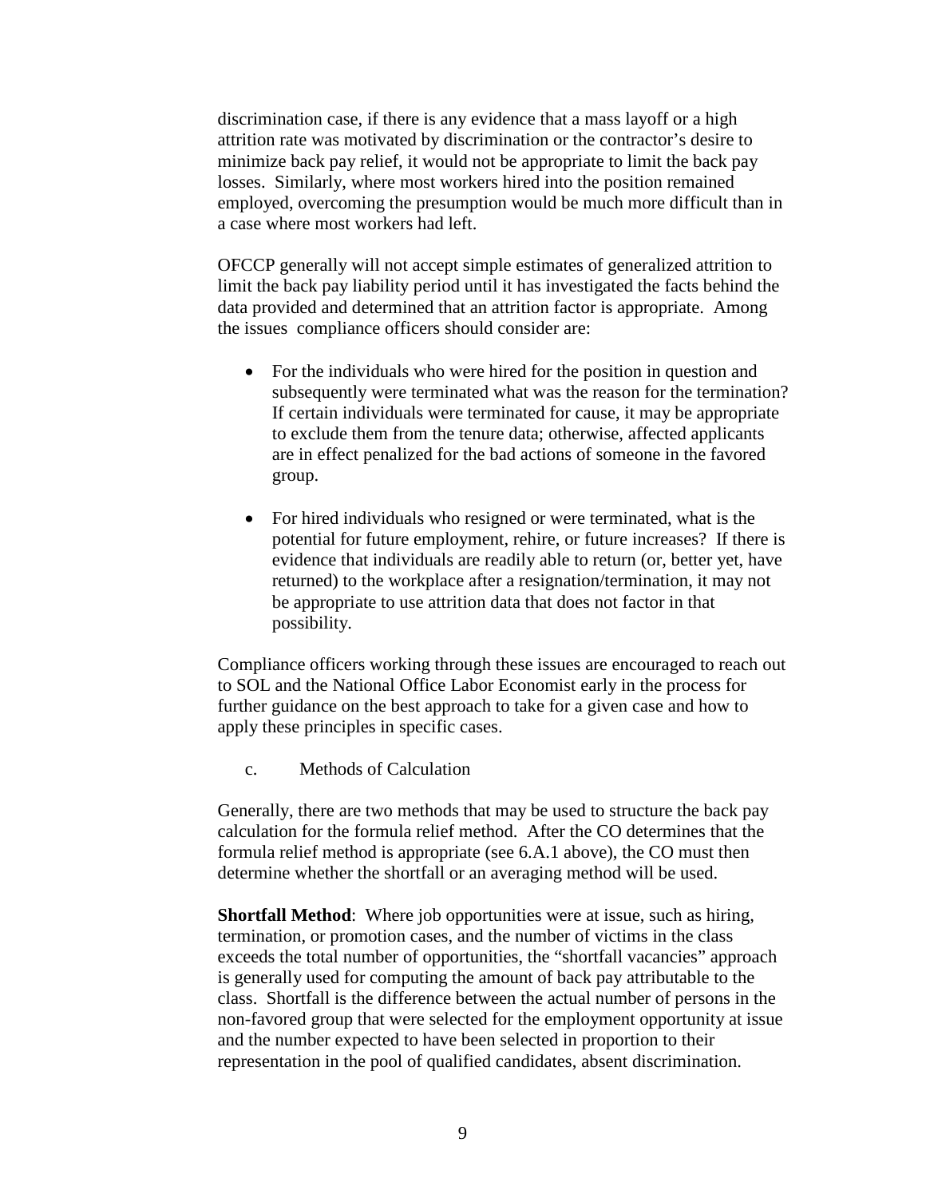discrimination case, if there is any evidence that a mass layoff or a high attrition rate was motivated by discrimination or the contractor's desire to minimize back pay relief, it would not be appropriate to limit the back pay losses. Similarly, where most workers hired into the position remained employed, overcoming the presumption would be much more difficult than in a case where most workers had left.

OFCCP generally will not accept simple estimates of generalized attrition to limit the back pay liability period until it has investigated the facts behind the data provided and determined that an attrition factor is appropriate. Among the issues compliance officers should consider are:

- For the individuals who were hired for the position in question and subsequently were terminated what was the reason for the termination? If certain individuals were terminated for cause, it may be appropriate to exclude them from the tenure data; otherwise, affected applicants are in effect penalized for the bad actions of someone in the favored group.

- For hired individuals who resigned or were terminated, what is the potential for future employment, rehire, or future increases? If there is evidence that individuals are readily able to return (or, better yet, have returned) to the workplace after a resignation/termination, it may not be appropriate to use attrition data that does not factor in that possibility.

Compliance officers working through these issues are encouraged to reach out to SOL and the National Office Labor Economist early in the process for further guidance on the best approach to take for a given case and how to apply these principles in specific cases.

c. Methods of Calculation

Generally, there are two methods that may be used to structure the back pay calculation for the formula relief method. After the CO determines that the formula relief method is appropriate (see 6.A.1 above), the CO must then determine whether the shortfall or an averaging method will be used.

**Shortfall Method**: Where job opportunities were at issue, such as hiring, termination, or promotion cases, and the number of victims in the class exceeds the total number of opportunities, the "shortfall vacancies" approach is generally used for computing the amount of back pay attributable to the class. Shortfall is the difference between the actual number of persons in the non-favored group that were selected for the employment opportunity at issue and the number expected to have been selected in proportion to their representation in the pool of qualified candidates, absent discrimination.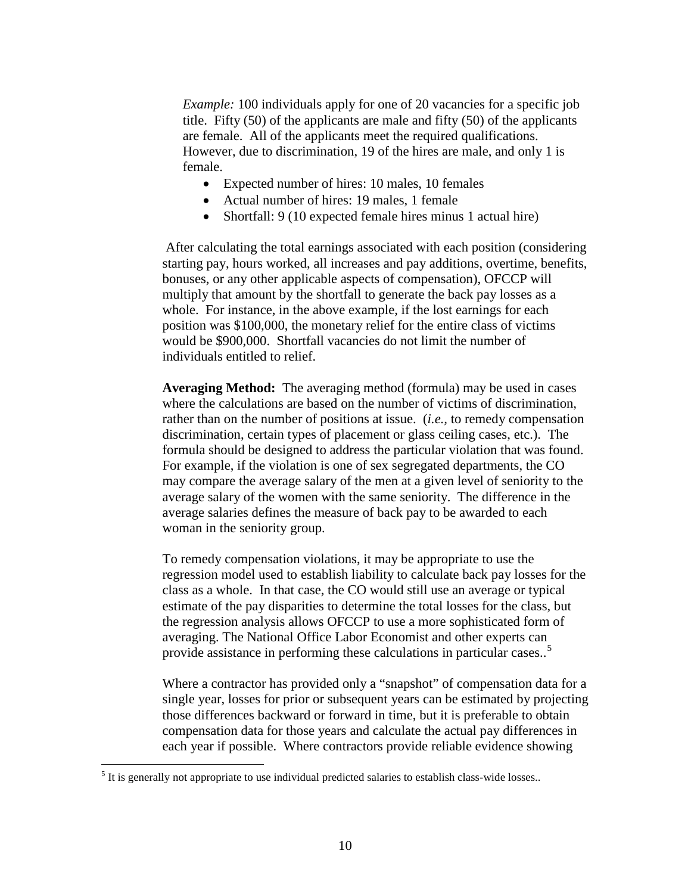*Example:* 100 individuals apply for one of 20 vacancies for a specific job title. Fifty (50) of the applicants are male and fifty (50) of the applicants are female. All of the applicants meet the required qualifications. However, due to discrimination, 19 of the hires are male, and only 1 is female.

- Expected number of hires: 10 males, 10 females
- Actual number of hires: 19 males, 1 female
- Shortfall: 9 (10 expected female hires minus 1 actual hire)

After calculating the total earnings associated with each position (considering starting pay, hours worked, all increases and pay additions, overtime, benefits, bonuses, or any other applicable aspects of compensation), OFCCP will multiply that amount by the shortfall to generate the back pay losses as a whole. For instance, in the above example, if the lost earnings for each position was $100,000, the monetary relief for the entire class of victims would be $900,000. Shortfall vacancies do not limit the number of individuals entitled to relief.

**Averaging Method:** The averaging method (formula) may be used in cases where the calculations are based on the number of victims of discrimination, rather than on the number of positions at issue. (*i.e.*, to remedy compensation discrimination, certain types of placement or glass ceiling cases, etc.). The formula should be designed to address the particular violation that was found. For example, if the violation is one of sex segregated departments, the CO may compare the average salary of the men at a given level of seniority to the average salary of the women with the same seniority. The difference in the average salaries defines the measure of back pay to be awarded to each woman in the seniority group.

To remedy compensation violations, it may be appropriate to use the regression model used to establish liability to calculate back pay losses for the class as a whole. In that case, the CO would still use an average or typical estimate of the pay disparities to determine the total losses for the class, but the regression analysis allows OFCCP to use a more sophisticated form of averaging. The National Office Labor Economist and other experts can provide assistance in performing these calculations in particular cases..[5]

Where a contractor has provided only a "snapshot" of compensation data for a single year, losses for prior or subsequent years can be estimated by projecting those differences backward or forward in time, but it is preferable to obtain compensation data for those years and calculate the actual pay differences in each year if possible. Where contractors provide reliable evidence showing

[5] It is generally not appropriate to use individual predicted salaries to establish class-wide losses..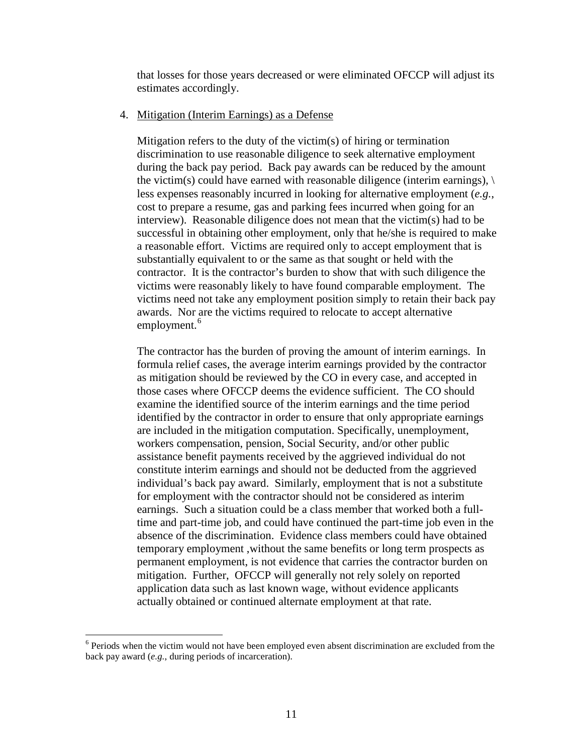that losses for those years decreased or were eliminated OFCCP will adjust its estimates accordingly.

4. Mitigation (Interim Earnings) as a Defense

Mitigation refers to the duty of the victim(s) of hiring or termination discrimination to use reasonable diligence to seek alternative employment during the back pay period. Back pay awards can be reduced by the amount the victim(s) could have earned with reasonable diligence (interim earnings), \ less expenses reasonably incurred in looking for alternative employment (*e.g.*, cost to prepare a resume, gas and parking fees incurred when going for an interview). Reasonable diligence does not mean that the victim(s) had to be successful in obtaining other employment, only that he/she is required to make a reasonable effort. Victims are required only to accept employment that is substantially equivalent to or the same as that sought or held with the contractor. It is the contractor's burden to show that with such diligence the victims were reasonably likely to have found comparable employment. The victims need not take any employment position simply to retain their back pay awards. Nor are the victims required to relocate to accept alternative employment.[6]

The contractor has the burden of proving the amount of interim earnings. In formula relief cases, the average interim earnings provided by the contractor as mitigation should be reviewed by the CO in every case, and accepted in those cases where OFCCP deems the evidence sufficient. The CO should examine the identified source of the interim earnings and the time period identified by the contractor in order to ensure that only appropriate earnings are included in the mitigation computation. Specifically, unemployment, workers compensation, pension, Social Security, and/or other public assistance benefit payments received by the aggrieved individual do not constitute interim earnings and should not be deducted from the aggrieved individual's back pay award. Similarly, employment that is not a substitute for employment with the contractor should not be considered as interim earnings. Such a situation could be a class member that worked both a full-time and part-time job, and could have continued the part-time job even in the absence of the discrimination. Evidence class members could have obtained temporary employment ,without the same benefits or long term prospects as permanent employment, is not evidence that carries the contractor burden on mitigation. Further, OFCCP will generally not rely solely on reported application data such as last known wage, without evidence applicants actually obtained or continued alternate employment at that rate.

---

[6] Periods when the victim would not have been employed even absent discrimination are excluded from the back pay award (*e.g.*, during periods of incarceration).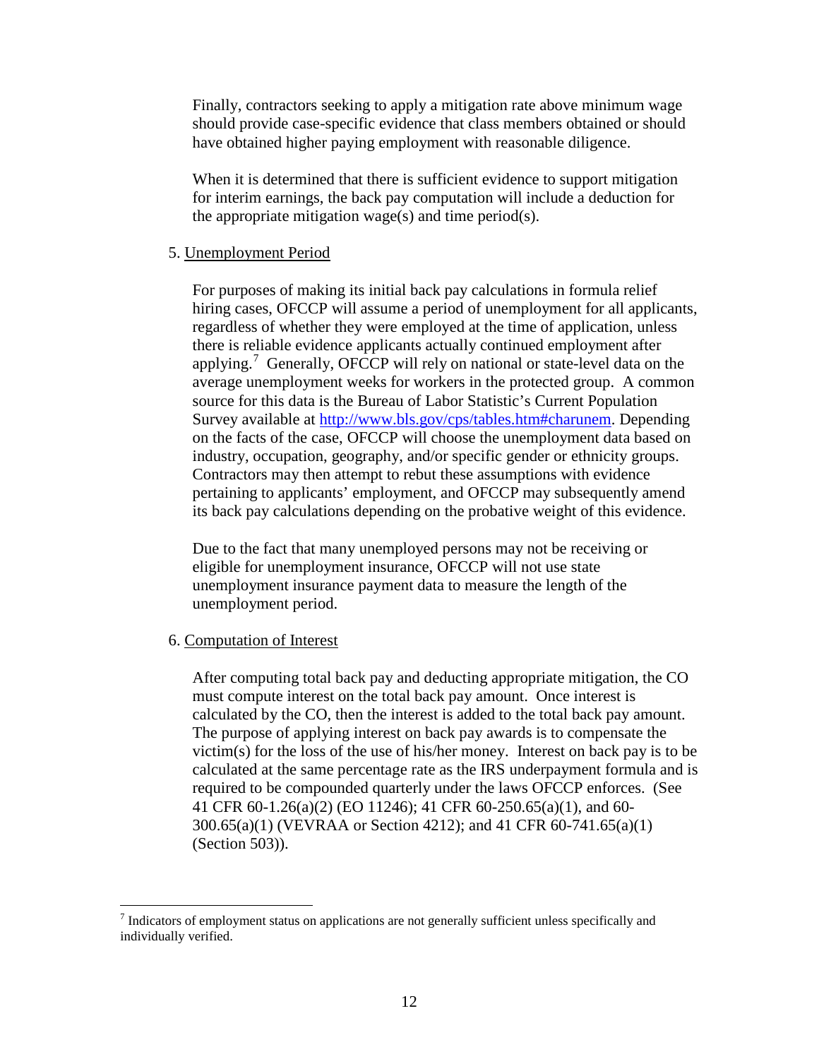Finally, contractors seeking to apply a mitigation rate above minimum wage should provide case-specific evidence that class members obtained or should have obtained higher paying employment with reasonable diligence.

When it is determined that there is sufficient evidence to support mitigation for interim earnings, the back pay computation will include a deduction for the appropriate mitigation wage(s) and time period(s).

5. Unemployment Period

For purposes of making its initial back pay calculations in formula relief hiring cases, OFCCP will assume a period of unemployment for all applicants, regardless of whether they were employed at the time of application, unless there is reliable evidence applicants actually continued employment after applying.[7] Generally, OFCCP will rely on national or state-level data on the average unemployment weeks for workers in the protected group. A common source for this data is the Bureau of Labor Statistic's Current Population Survey available at [http://www.bls.gov/cps/tables.htm#charunem](http://www.bls.gov/cps/tables.htm#charunem). Depending on the facts of the case, OFCCP will choose the unemployment data based on industry, occupation, geography, and/or specific gender or ethnicity groups. Contractors may then attempt to rebut these assumptions with evidence pertaining to applicants' employment, and OFCCP may subsequently amend its back pay calculations depending on the probative weight of this evidence.

Due to the fact that many unemployed persons may not be receiving or eligible for unemployment insurance, OFCCP will not use state unemployment insurance payment data to measure the length of the unemployment period.

6. Computation of Interest

After computing total back pay and deducting appropriate mitigation, the CO must compute interest on the total back pay amount. Once interest is calculated by the CO, then the interest is added to the total back pay amount. The purpose of applying interest on back pay awards is to compensate the victim(s) for the loss of the use of his/her money. Interest on back pay is to be calculated at the same percentage rate as the IRS underpayment formula and is required to be compounded quarterly under the laws OFCCP enforces. (See 41 CFR 60-1.26(a)(2) (EO 11246); 41 CFR 60-250.65(a)(1), and 60-300.65(a)(1) (VEVRAA or Section 4212); and 41 CFR 60-741.65(a)(1) (Section 503)).

[7] Indicators of employment status on applications are not generally sufficient unless specifically and individually verified.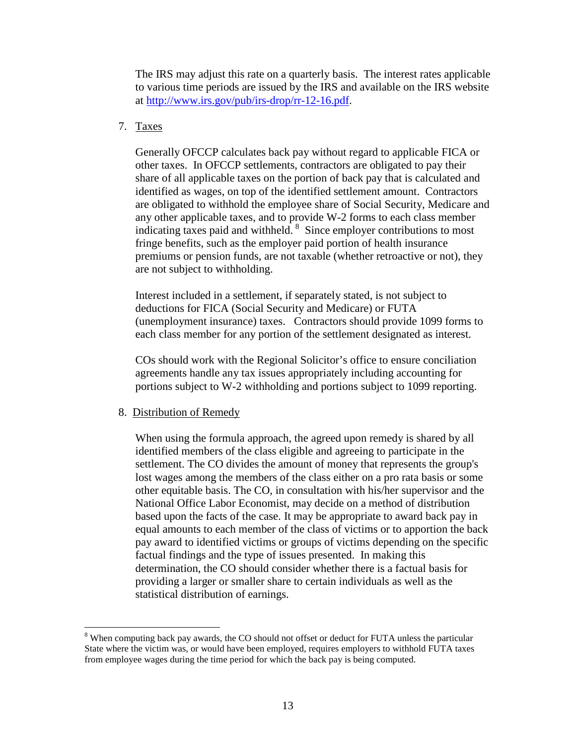The IRS may adjust this rate on a quarterly basis. The interest rates applicable to various time periods are issued by the IRS and available on the IRS website at [http://www.irs.gov/pub/irs-drop/rr-12-16.pdf](http://www.irs.gov/pub/irs-drop/rr-12-16.pdf).

7. Taxes

   Generally OFCCP calculates back pay without regard to applicable FICA or other taxes. In OFCCP settlements, contractors are obligated to pay their share of all applicable taxes on the portion of back pay that is calculated and identified as wages, on top of the identified settlement amount. Contractors are obligated to withhold the employee share of Social Security, Medicare and any other applicable taxes, and to provide W-2 forms to each class member indicating taxes paid and withheld.[8] Since employer contributions to most fringe benefits, such as the employer paid portion of health insurance premiums or pension funds, are not taxable (whether retroactive or not), they are not subject to withholding.

   Interest included in a settlement, if separately stated, is not subject to deductions for FICA (Social Security and Medicare) or FUTA (unemployment insurance) taxes. Contractors should provide 1099 forms to each class member for any portion of the settlement designated as interest.

   COs should work with the Regional Solicitor's office to ensure conciliation agreements handle any tax issues appropriately including accounting for portions subject to W-2 withholding and portions subject to 1099 reporting.

8. Distribution of Remedy

   When using the formula approach, the agreed upon remedy is shared by all identified members of the class eligible and agreeing to participate in the settlement. The CO divides the amount of money that represents the group's lost wages among the members of the class either on a pro rata basis or some other equitable basis. The CO, in consultation with his/her supervisor and the National Office Labor Economist, may decide on a method of distribution based upon the facts of the case. It may be appropriate to award back pay in equal amounts to each member of the class of victims or to apportion the back pay award to identified victims or groups of victims depending on the specific factual findings and the type of issues presented. In making this determination, the CO should consider whether there is a factual basis for providing a larger or smaller share to certain individuals as well as the statistical distribution of earnings.

---

[8] When computing back pay awards, the CO should not offset or deduct for FUTA unless the particular State where the victim was, or would have been employed, requires employers to withhold FUTA taxes from employee wages during the time period for which the back pay is being computed.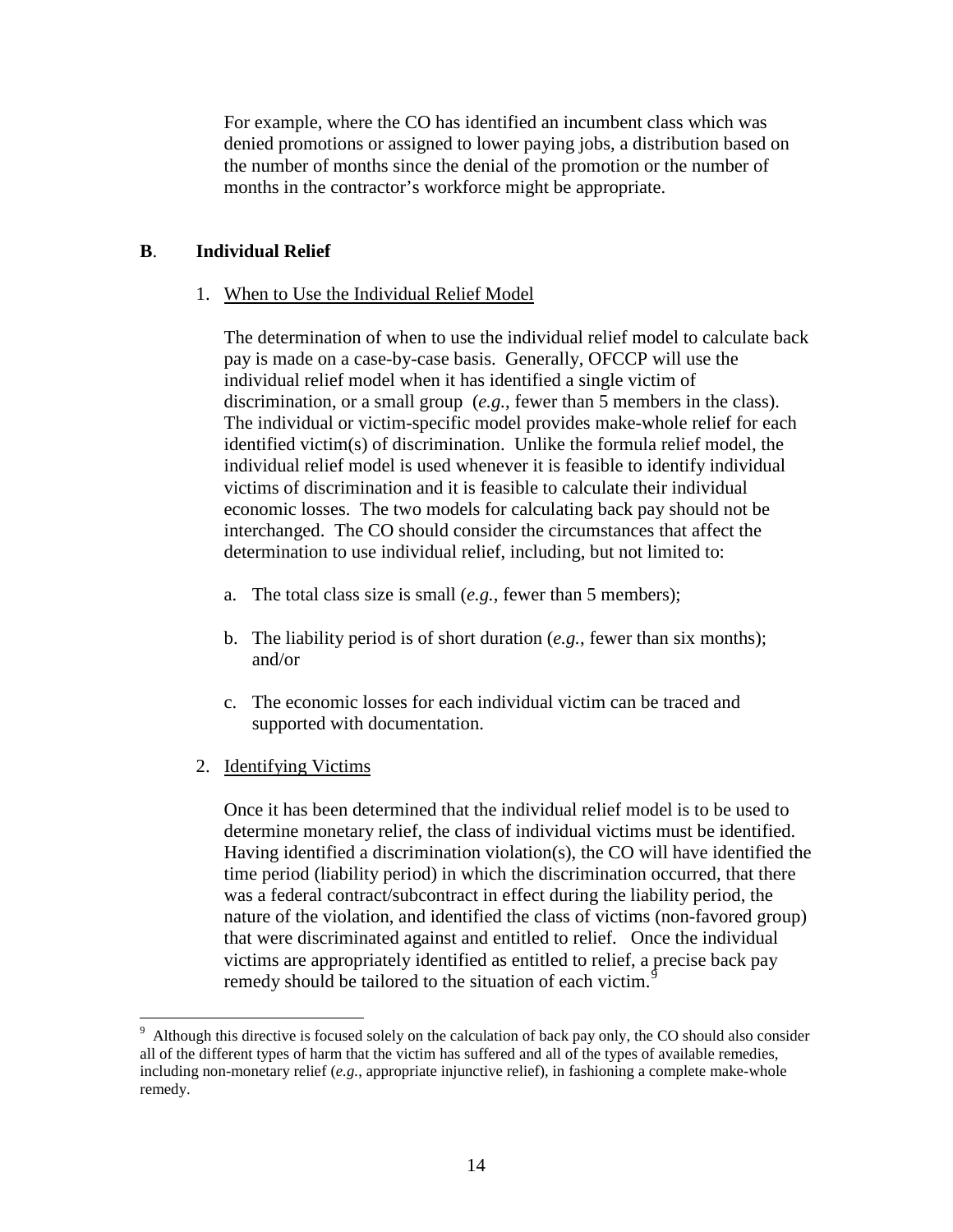For example, where the CO has identified an incumbent class which was denied promotions or assigned to lower paying jobs, a distribution based on the number of months since the denial of the promotion or the number of months in the contractor's workforce might be appropriate.

## **B**. **Individual Relief**

1. When to Use the Individual Relief Model

   The determination of when to use the individual relief model to calculate back pay is made on a case-by-case basis. Generally, OFCCP will use the individual relief model when it has identified a single victim of discrimination, or a small group (*e.g.*, fewer than 5 members in the class). The individual or victim-specific model provides make-whole relief for each identified victim(s) of discrimination. Unlike the formula relief model, the individual relief model is used whenever it is feasible to identify individual victims of discrimination and it is feasible to calculate their individual economic losses. The two models for calculating back pay should not be interchanged. The CO should consider the circumstances that affect the determination to use individual relief, including, but not limited to:

   a. The total class size is small (*e.g.*, fewer than 5 members);

   b. The liability period is of short duration (*e.g.*, fewer than six months); and/or

   c. The economic losses for each individual victim can be traced and supported with documentation.

2. Identifying Victims

   Once it has been determined that the individual relief model is to be used to determine monetary relief, the class of individual victims must be identified. Having identified a discrimination violation(s), the CO will have identified the time period (liability period) in which the discrimination occurred, that there was a federal contract/subcontract in effect during the liability period, the nature of the violation, and identified the class of victims (non-favored group) that were discriminated against and entitled to relief. Once the individual victims are appropriately identified as entitled to relief, a precise back pay remedy should be tailored to the situation of each victim.[9]

---

[9] Although this directive is focused solely on the calculation of back pay only, the CO should also consider all of the different types of harm that the victim has suffered and all of the types of available remedies, including non-monetary relief (*e.g.*, appropriate injunctive relief), in fashioning a complete make-whole remedy.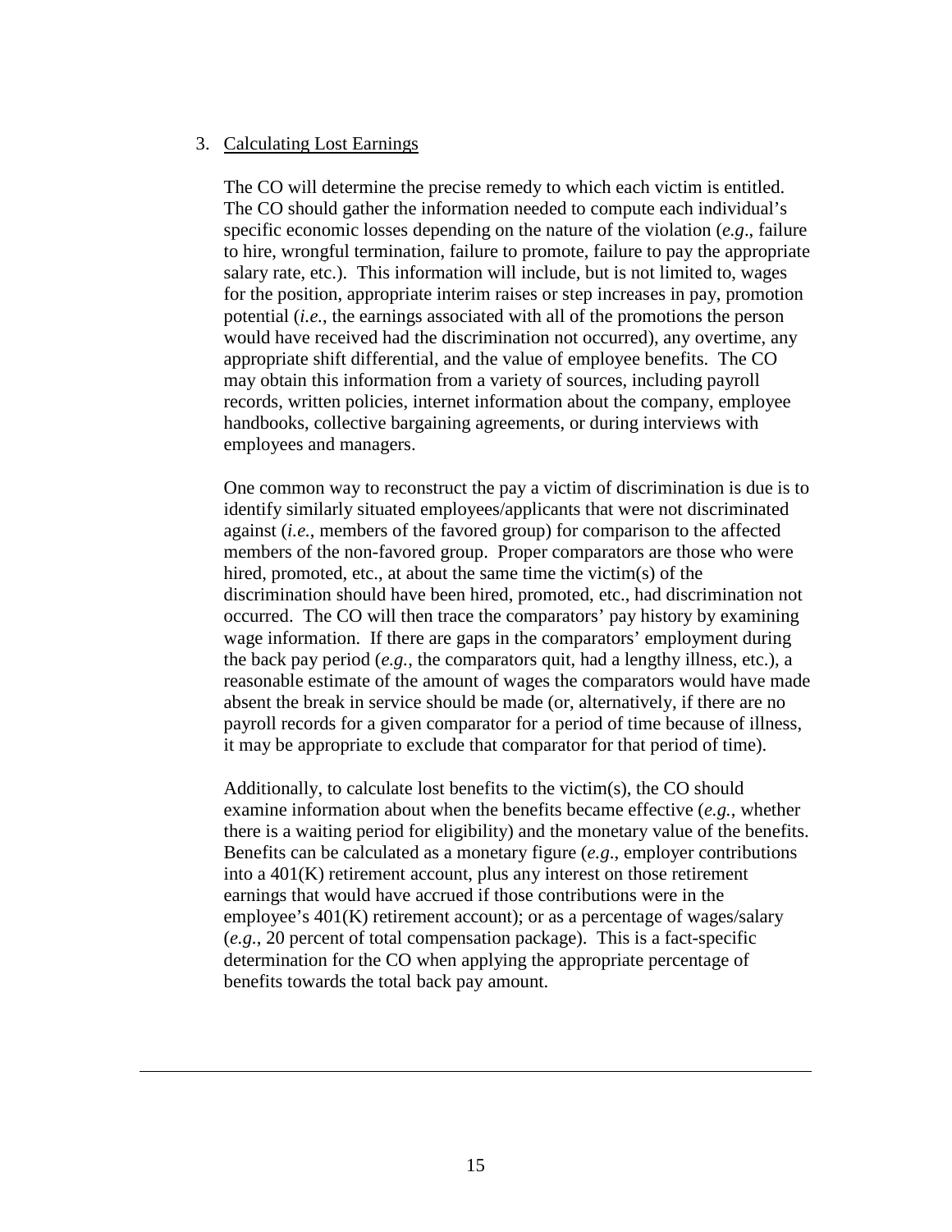3. Calculating Lost Earnings

The CO will determine the precise remedy to which each victim is entitled. The CO should gather the information needed to compute each individual's specific economic losses depending on the nature of the violation (*e.g*., failure to hire, wrongful termination, failure to promote, failure to pay the appropriate salary rate, etc.). This information will include, but is not limited to, wages for the position, appropriate interim raises or step increases in pay, promotion potential (*i.e.*, the earnings associated with all of the promotions the person would have received had the discrimination not occurred), any overtime, any appropriate shift differential, and the value of employee benefits. The CO may obtain this information from a variety of sources, including payroll records, written policies, internet information about the company, employee handbooks, collective bargaining agreements, or during interviews with employees and managers.

One common way to reconstruct the pay a victim of discrimination is due is to identify similarly situated employees/applicants that were not discriminated against (*i.e.*, members of the favored group) for comparison to the affected members of the non-favored group. Proper comparators are those who were hired, promoted, etc., at about the same time the victim(s) of the discrimination should have been hired, promoted, etc., had discrimination not occurred. The CO will then trace the comparators' pay history by examining wage information. If there are gaps in the comparators' employment during the back pay period (*e.g.*, the comparators quit, had a lengthy illness, etc.), a reasonable estimate of the amount of wages the comparators would have made absent the break in service should be made (or, alternatively, if there are no payroll records for a given comparator for a period of time because of illness, it may be appropriate to exclude that comparator for that period of time).

Additionally, to calculate lost benefits to the victim(s), the CO should examine information about when the benefits became effective (*e.g.*, whether there is a waiting period for eligibility) and the monetary value of the benefits. Benefits can be calculated as a monetary figure (*e.g*., employer contributions into a 401(K) retirement account, plus any interest on those retirement earnings that would have accrued if those contributions were in the employee's 401(K) retirement account); or as a percentage of wages/salary (*e.g.*, 20 percent of total compensation package). This is a fact-specific determination for the CO when applying the appropriate percentage of benefits towards the total back pay amount.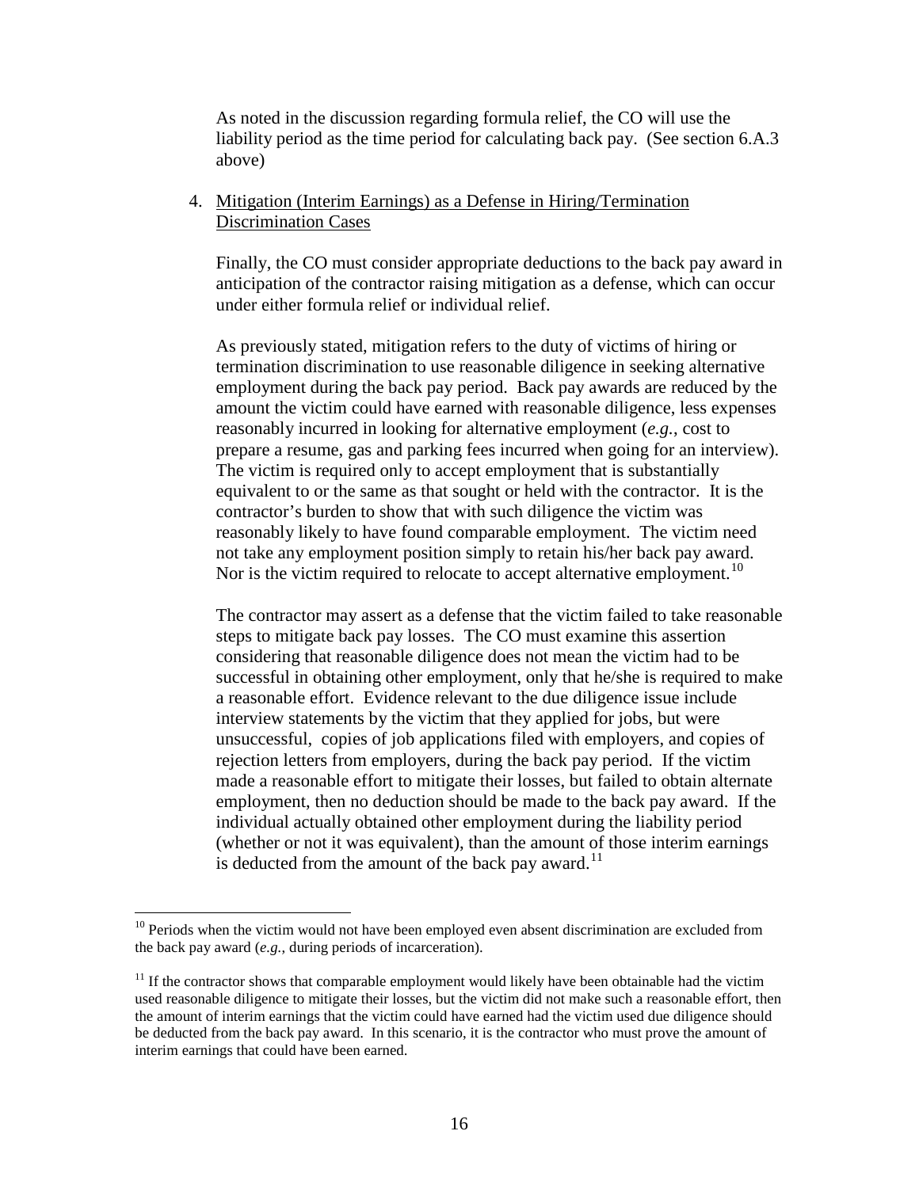As noted in the discussion regarding formula relief, the CO will use the liability period as the time period for calculating back pay. (See section 6.A.3 above)

4. Mitigation (Interim Earnings) as a Defense in Hiring/Termination Discrimination Cases

Finally, the CO must consider appropriate deductions to the back pay award in anticipation of the contractor raising mitigation as a defense, which can occur under either formula relief or individual relief.

As previously stated, mitigation refers to the duty of victims of hiring or termination discrimination to use reasonable diligence in seeking alternative employment during the back pay period. Back pay awards are reduced by the amount the victim could have earned with reasonable diligence, less expenses reasonably incurred in looking for alternative employment (*e.g.*, cost to prepare a resume, gas and parking fees incurred when going for an interview). The victim is required only to accept employment that is substantially equivalent to or the same as that sought or held with the contractor. It is the contractor's burden to show that with such diligence the victim was reasonably likely to have found comparable employment. The victim need not take any employment position simply to retain his/her back pay award. Nor is the victim required to relocate to accept alternative employment.[10]

The contractor may assert as a defense that the victim failed to take reasonable steps to mitigate back pay losses. The CO must examine this assertion considering that reasonable diligence does not mean the victim had to be successful in obtaining other employment, only that he/she is required to make a reasonable effort. Evidence relevant to the due diligence issue include interview statements by the victim that they applied for jobs, but were unsuccessful, copies of job applications filed with employers, and copies of rejection letters from employers, during the back pay period. If the victim made a reasonable effort to mitigate their losses, but failed to obtain alternate employment, then no deduction should be made to the back pay award. If the individual actually obtained other employment during the liability period (whether or not it was equivalent), than the amount of those interim earnings is deducted from the amount of the back pay award.[11]

---

[10] Periods when the victim would not have been employed even absent discrimination are excluded from the back pay award (*e.g.*, during periods of incarceration).

[11] If the contractor shows that comparable employment would likely have been obtainable had the victim used reasonable diligence to mitigate their losses, but the victim did not make such a reasonable effort, then the amount of interim earnings that the victim could have earned had the victim used due diligence should be deducted from the back pay award. In this scenario, it is the contractor who must prove the amount of interim earnings that could have been earned.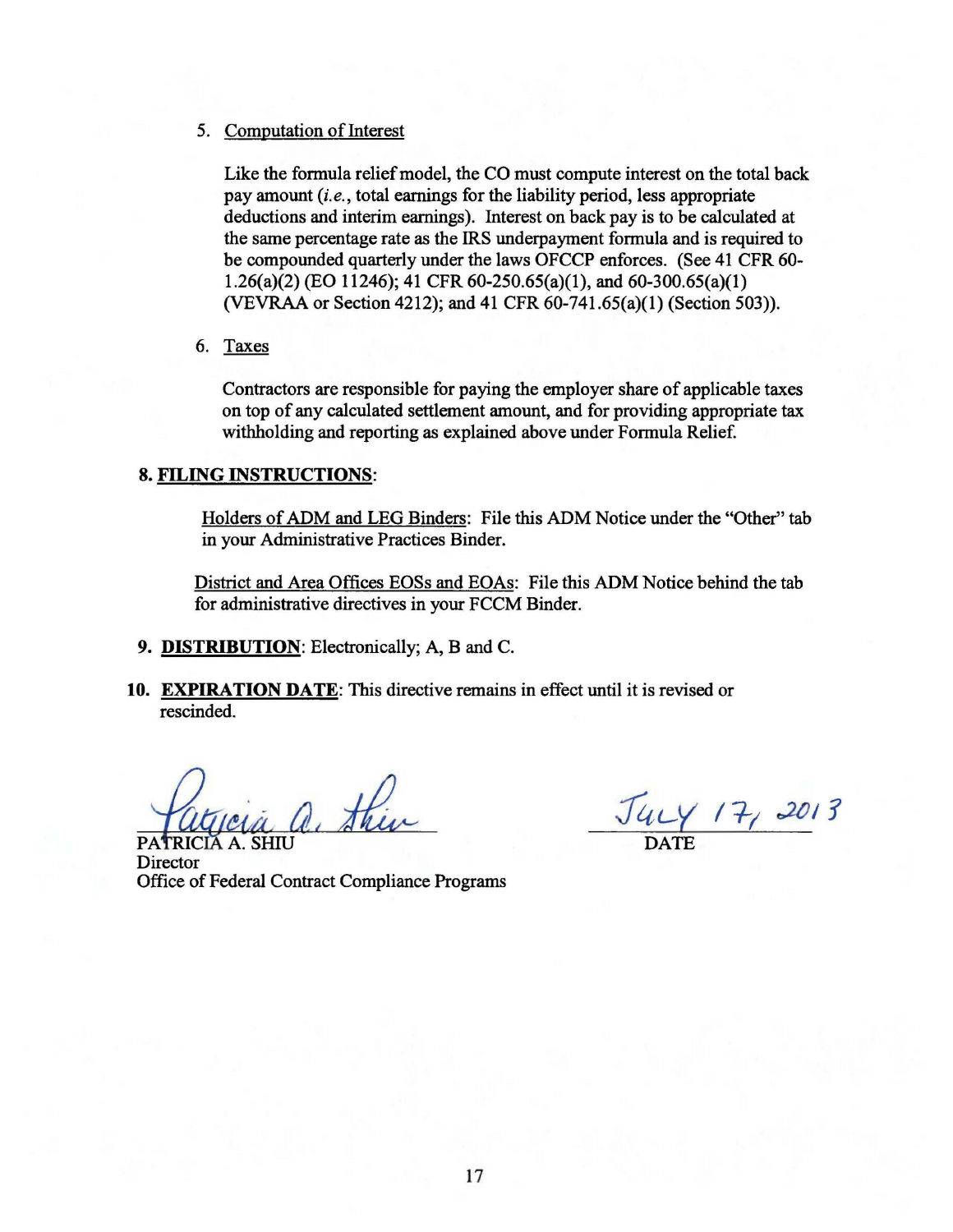5. Computation of Interest

   Like the formula relief model, the CO must compute interest on the total back pay amount (*i.e.*, total earnings for the liability period, less appropriate deductions and interim earnings). Interest on back pay is to be calculated at the same percentage rate as the IRS underpayment formula and is required to be compounded quarterly under the laws OFCCP enforces. (See 41 CFR 60-1.26(a)(2) (EO 11246); 41 CFR 60-250.65(a)(1), and 60-300.65(a)(1) (VEVRAA or Section 4212); and 41 CFR 60-741.65(a)(1) (Section 503)).

6. Taxes

   Contractors are responsible for paying the employer share of applicable taxes on top of any calculated settlement amount, and for providing appropriate tax withholding and reporting as explained above under Formula Relief.

**8. FILING INSTRUCTIONS**:

Holders of ADM and LEG Binders: File this ADM Notice under the "Other" tab in your Administrative Practices Binder.

District and Area Offices EOSs and EOAs: File this ADM Notice behind the tab for administrative directives in your FCCM Binder.

**9. DISTRIBUTION**: Electronically; A, B and C.

**10. EXPIRATION DATE**: This directive remains in effect until it is revised or rescinded.

Patricia A. Shiu

PATRICIA A. SHIU
Director
Office of Federal Contract Compliance Programs

July 17, 2013
DATE